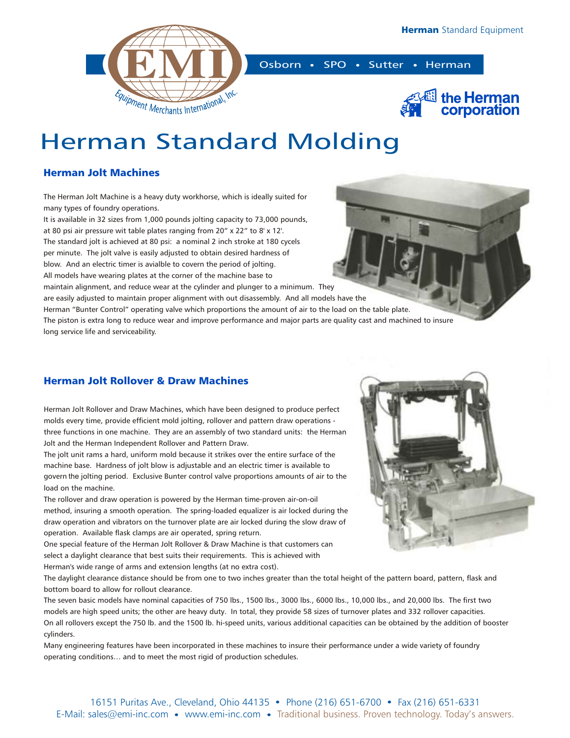Herman Standard Equipment

Osborn • SPO • Sutter • Herman

# Herman Standard Molding

## Herman Jolt Machines

The Herman Jolt Machine is a heavy duty workhorse, which is ideally suited for many types of foundry operations.
It is available in 32 sizes from 1,000 pounds jolting capacity to 73,000 pounds, at 80 psi air pressure wit table plates ranging from 20" x 22" to 8' x 12'.
The standard jolt is achieved at 80 psi: a nominal 2 inch stroke at 180 cycels per minute. The jolt valve is easily adjusted to obtain desired hardness of blow. And an electric timer is avialble to covern the period of jolting.
All models have wearing plates at the corner of the machine base to maintain alignment, and reduce wear at the cylinder and plunger to a minimum. They are easily adjusted to maintain proper alignment with out disassembly. And all models have the Herman "Bunter Control" operating valve which proportions the amount of air to the load on the table plate.
The piston is extra long to reduce wear and improve performance and major parts are quality cast and machined to insure long service life and serviceability.

## Herman Jolt Rollover & Draw Machines

Herman Jolt Rollover and Draw Machines, which have been designed to produce perfect molds every time, provide efficient mold jolting, rollover and pattern draw operations - three functions in one machine. They are an assembly of two standard units: the Herman Jolt and the Herman Independent Rollover and Pattern Draw.
The jolt unit rams a hard, uniform mold because it strikes over the entire surface of the machine base. Hardness of jolt blow is adjustable and an electric timer is available to govern the jolting period. Exclusive Bunter control valve proportions amounts of air to the load on the machine.
The rollover and draw operation is powered by the Herman time-proven air-on-oil method, insuring a smooth operation. The spring-loaded equalizer is air locked during the draw operation and vibrators on the turnover plate are air locked during the slow draw of operation. Available flask clamps are air operated, spring return.
One special feature of the Herman Jolt Rollover & Draw Machine is that customers can select a daylight clearance that best suits their requirements. This is achieved with Herman's wide range of arms and extension lengths (at no extra cost).
The daylight clearance distance should be from one to two inches greater than the total height of the pattern board, pattern, flask and bottom board to allow for rollout clearance.
The seven basic models have nominal capacities of 750 lbs., 1500 lbs., 3000 lbs., 6000 lbs., 10,000 lbs., and 20,000 lbs. The first two models are high speed units; the other are heavy duty. In total, they provide 58 sizes of turnover plates and 332 rollover capacities.
On all rollovers except the 750 lb. and the 1500 lb. hi-speed units, various additional capacities can be obtained by the addition of booster cylinders.
Many engineering features have been incorporated in these machines to insure their performance under a wide variety of foundry operating conditions… and to meet the most rigid of production schedules.

16151 Puritas Ave., Cleveland, Ohio 44135 • Phone (216) 651-6700 • Fax (216) 651-6331
E-Mail: sales@emi-inc.com • www.emi-inc.com • Traditional business. Proven technology. Today's answers.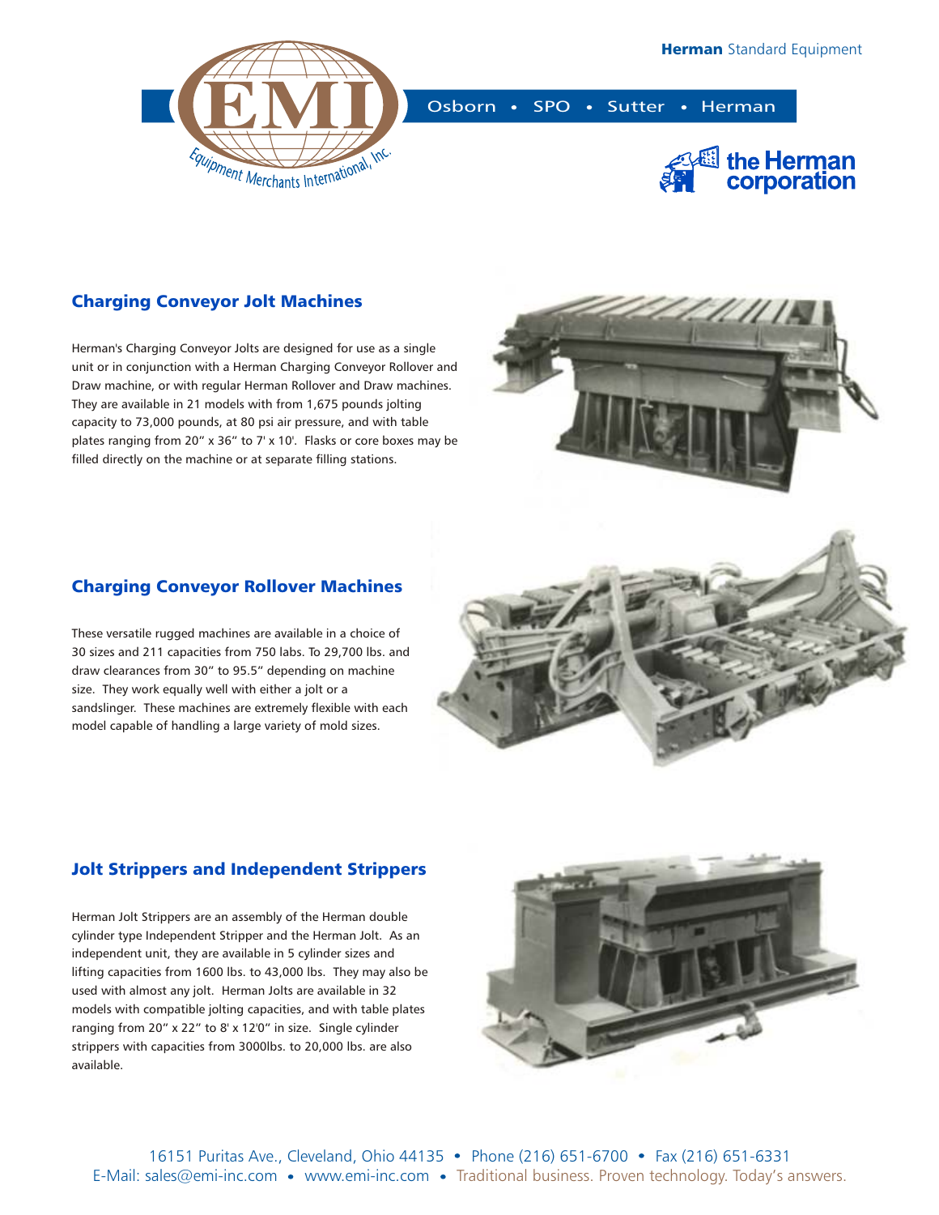Herman Standard Equipment

Osborn • SPO • Sutter • Herman

## Charging Conveyor Jolt Machines

Herman's Charging Conveyor Jolts are designed for use as a single unit or in conjunction with a Herman Charging Conveyor Rollover and Draw machine, or with regular Herman Rollover and Draw machines. They are available in 21 models with from 1,675 pounds jolting capacity to 73,000 pounds, at 80 psi air pressure, and with table plates ranging from 20" x 36" to 7' x 10'. Flasks or core boxes may be filled directly on the machine or at separate filling stations.

## Charging Conveyor Rollover Machines

These versatile rugged machines are available in a choice of 30 sizes and 211 capacities from 750 labs. To 29,700 lbs. and draw clearances from 30" to 95.5" depending on machine size. They work equally well with either a jolt or a sandslinger. These machines are extremely flexible with each model capable of handling a large variety of mold sizes.

## Jolt Strippers and Independent Strippers

Herman Jolt Strippers are an assembly of the Herman double cylinder type Independent Stripper and the Herman Jolt. As an independent unit, they are available in 5 cylinder sizes and lifting capacities from 1600 lbs. to 43,000 lbs. They may also be used with almost any jolt. Herman Jolts are available in 32 models with compatible jolting capacities, and with table plates ranging from 20" x 22" to 8' x 12'0" in size. Single cylinder strippers with capacities from 3000lbs. to 20,000 lbs. are also available.

16151 Puritas Ave., Cleveland, Ohio 44135 • Phone (216) 651-6700 • Fax (216) 651-6331
E-Mail: sales@emi-inc.com • www.emi-inc.com • Traditional business. Proven technology. Today's answers.